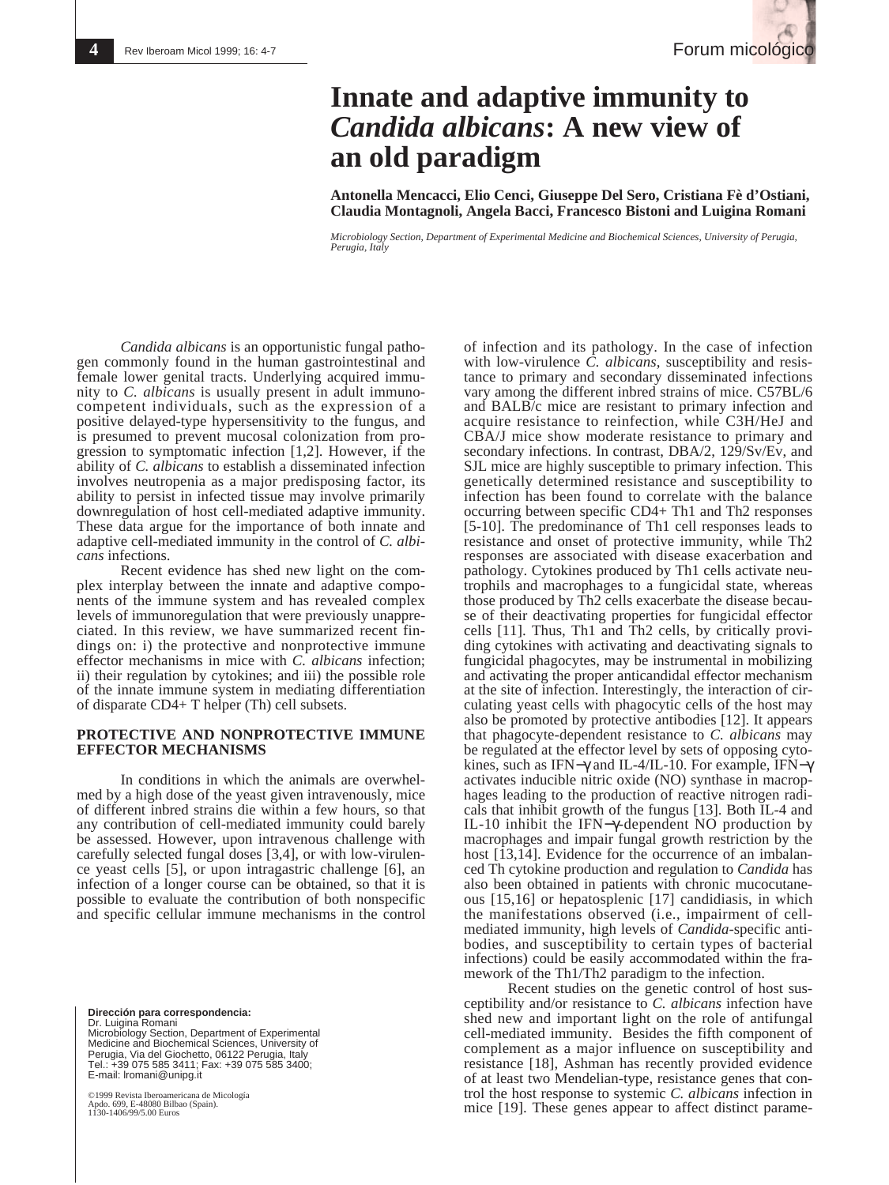# Innate and adaptive immunity to *Candida albicans*: A new view of an old paradigm

**Antonella Mencacci, Elio Cenci, Giuseppe Del Sero, Cristiana Fè d'Ostiani, Claudia Montagnoli, Angela Bacci, Francesco Bistoni and Luigina Romani**

*Microbiology Section, Department of Experimental Medicine and Biochemical Sciences, University of Perugia, Perugia, Italy*

*Candida albicans* is an opportunistic fungal pathogen commonly found in the human gastrointestinal and female lower genital tracts. Underlying acquired immunity to *C. albicans* is usually present in adult immunocompetent individuals, such as the expression of a positive delayed-type hypersensitivity to the fungus, and is presumed to prevent mucosal colonization from progression to symptomatic infection [1,2]. However, if the ability of *C. albicans* to establish a disseminated infection involves neutropenia as a major predisposing factor, its ability to persist in infected tissue may involve primarily downregulation of host cell-mediated adaptive immunity. These data argue for the importance of both innate and adaptive cell-mediated immunity in the control of *C. albicans* infections.

Recent evidence has shed new light on the complex interplay between the innate and adaptive components of the immune system and has revealed complex levels of immunoregulation that were previously unappreciated. In this review, we have summarized recent findings on: i) the protective and nonprotective immune effector mechanisms in mice with *C. albicans* infection; ii) their regulation by cytokines; and iii) the possible role of the innate immune system in mediating differentiation of disparate CD4+ T helper (Th) cell subsets.

## PROTECTIVE AND NONPROTECTIVE IMMUNE EFFECTOR MECHANISMS

In conditions in which the animals are overwhelmed by a high dose of the yeast given intravenously, mice of different inbred strains die within a few hours, so that any contribution of cell-mediated immunity could barely be assessed. However, upon intravenous challenge with carefully selected fungal doses [3,4], or with low-virulence yeast cells [5], or upon intragastric challenge [6], an infection of a longer course can be obtained, so that it is possible to evaluate the contribution of both nonspecific and specific cellular immune mechanisms in the control of infection and its pathology. In the case of infection with low-virulence *C. albicans*, susceptibility and resistance to primary and secondary disseminated infections vary among the different inbred strains of mice. C57BL/6 and BALB/c mice are resistant to primary infection and acquire resistance to reinfection, while C3H/HeJ and CBA/J mice show moderate resistance to primary and secondary infections. In contrast, DBA/2, 129/Sv/Ev, and SJL mice are highly susceptible to primary infection. This genetically determined resistance and susceptibility to infection has been found to correlate with the balance occurring between specific CD4+ Th1 and Th2 responses [5-10]. The predominance of Th1 cell responses leads to resistance and onset of protective immunity, while Th2 responses are associated with disease exacerbation and pathology. Cytokines produced by Th1 cells activate neutrophils and macrophages to a fungicidal state, whereas those produced by Th2 cells exacerbate the disease because of their deactivating properties for fungicidal effector cells [11]. Thus, Th1 and Th2 cells, by critically providing cytokines with activating and deactivating signals to fungicidal phagocytes, may be instrumental in mobilizing and activating the proper anticandidal effector mechanism at the site of infection. Interestingly, the interaction of circulating yeast cells with phagocytic cells of the host may also be promoted by protective antibodies [12]. It appears that phagocyte-dependent resistance to *C. albicans* may be regulated at the effector level by sets of opposing cytokines, such as IFN−γ and IL-4/IL-10. For example, IFN−γ activates inducible nitric oxide (NO) synthase in macrophages leading to the production of reactive nitrogen radicals that inhibit growth of the fungus [13]. Both IL-4 and IL-10 inhibit the IFN−γ-dependent NO production by macrophages and impair fungal growth restriction by the host [13,14]. Evidence for the occurrence of an imbalanced Th cytokine production and regulation to *Candida* has also been obtained in patients with chronic mucocutaneous [15,16] or hepatosplenic [17] candidiasis, in which the manifestations observed (i.e., impairment of cell-mediated immunity, high levels of *Candida*-specific antibodies, and susceptibility to certain types of bacterial infections) could be easily accommodated within the framework of the Th1/Th2 paradigm to the infection.

Recent studies on the genetic control of host susceptibility and/or resistance to *C. albicans* infection have shed new and important light on the role of antifungal cell-mediated immunity. Besides the fifth component of complement as a major influence on susceptibility and resistance [18], Ashman has recently provided evidence of at least two Mendelian-type, resistance genes that control the host response to systemic *C. albicans* infection in mice [19]. These genes appear to affect distinct parame-

**Dirección para correspondencia:**
Dr. Luigina Romani
Microbiology Section, Department of Experimental Medicine and Biochemical Sciences, University of Perugia, Via del Giochetto, 06122 Perugia, Italy
Tel.: +39 075 585 3411; Fax: +39 075 585 3400;
E-mail: lromani@unipg.it

©1999 Revista Iberoamericana de Micología
Apdo. 699, E-48080 Bilbao (Spain).
1130-1406/99/5.00 Euros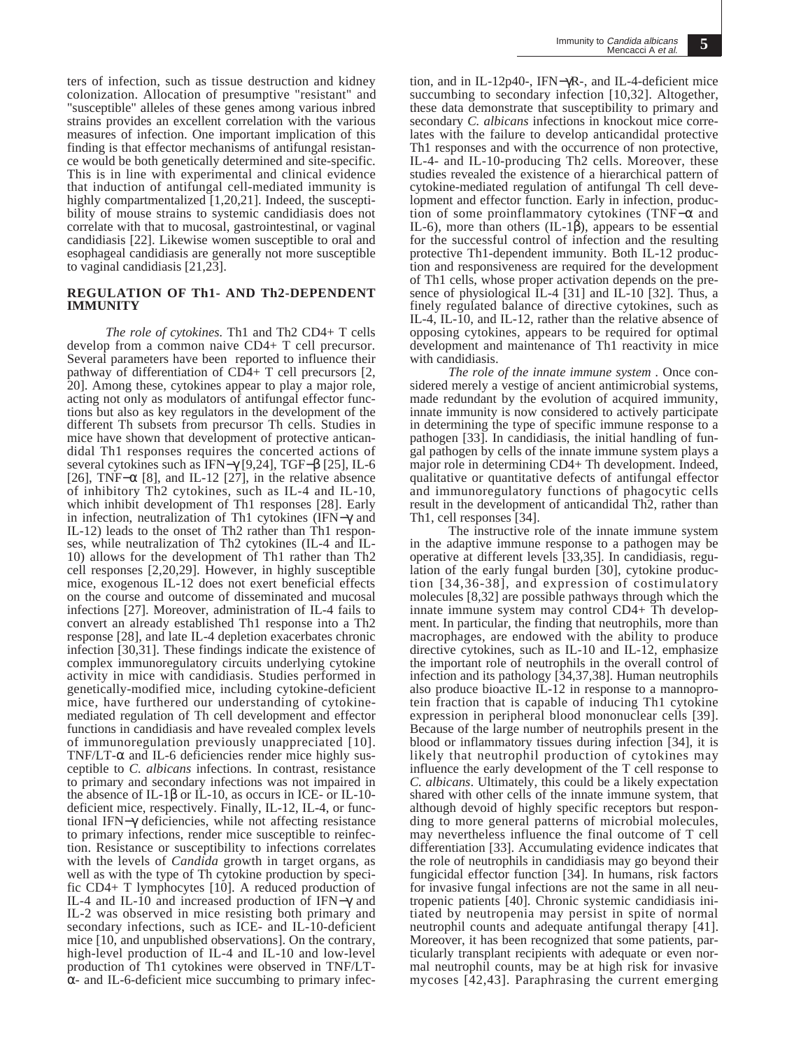ters of infection, such as tissue destruction and kidney colonization. Allocation of presumptive "resistant" and "susceptible" alleles of these genes among various inbred strains provides an excellent correlation with the various measures of infection. One important implication of this finding is that effector mechanisms of antifungal resistance would be both genetically determined and site-specific. This is in line with experimental and clinical evidence that induction of antifungal cell-mediated immunity is highly compartmentalized [1,20,21]. Indeed, the susceptibility of mouse strains to systemic candidiasis does not correlate with that to mucosal, gastrointestinal, or vaginal candidiasis [22]. Likewise women susceptible to oral and esophageal candidiasis are generally not more susceptible to vaginal candidiasis [21,23].

## REGULATION OF Th1- AND Th2-DEPENDENT IMMUNITY

*The role of cytokines.* Th1 and Th2 CD4+ T cells develop from a common naive CD4+ T cell precursor. Several parameters have been reported to influence their pathway of differentiation of CD4+ T cell precursors [2, 20]. Among these, cytokines appear to play a major role, acting not only as modulators of antifungal effector functions but also as key regulators in the development of the different Th subsets from precursor Th cells. Studies in mice have shown that development of protective anticandidal Th1 responses requires the concerted actions of several cytokines such as IFN−γ [9,24], TGF−β [25], IL-6 [26], TNF−α [8], and IL-12 [27], in the relative absence of inhibitory Th2 cytokines, such as IL-4 and IL-10, which inhibit development of Th1 responses [28]. Early in infection, neutralization of Th1 cytokines (IFN−γ and IL-12) leads to the onset of Th2 rather than Th1 responses, while neutralization of Th2 cytokines (IL-4 and IL-10) allows for the development of Th1 rather than Th2 cell responses [2,20,29]. However, in highly susceptible mice, exogenous IL-12 does not exert beneficial effects on the course and outcome of disseminated and mucosal infections [27]. Moreover, administration of IL-4 fails to convert an already established Th1 response into a Th2 response [28], and late IL-4 depletion exacerbates chronic infection [30,31]. These findings indicate the existence of complex immunoregulatory circuits underlying cytokine activity in mice with candidiasis. Studies performed in genetically-modified mice, including cytokine-deficient mice, have furthered our understanding of cytokine-mediated regulation of Th cell development and effector functions in candidiasis and have revealed complex levels of immunoregulation previously unappreciated [10]. TNF/LT-α and IL-6 deficiencies render mice highly susceptible to *C. albicans* infections. In contrast, resistance to primary and secondary infections was not impaired in the absence of IL-1β or IL-10, as occurs in ICE- or IL-10-deficient mice, respectively. Finally, IL-12, IL-4, or functional IFN−γ deficiencies, while not affecting resistance to primary infections, render mice susceptible to reinfection. Resistance or susceptibility to infections correlates with the levels of *Candida* growth in target organs, as well as with the type of Th cytokine production by specific CD4+ T lymphocytes [10]. A reduced production of IL-4 and IL-10 and increased production of IFN−γ and IL-2 was observed in mice resisting both primary and secondary infections, such as ICE- and IL-10-deficient mice [10, and unpublished observations]. On the contrary, high-level production of IL-4 and IL-10 and low-level production of Th1 cytokines were observed in TNF/LT-α- and IL-6-deficient mice succumbing to primary infection, and in IL-12p40-, IFN−γR-, and IL-4-deficient mice succumbing to secondary infection [10,32]. Altogether, these data demonstrate that susceptibility to primary and secondary *C. albicans* infections in knockout mice correlates with the failure to develop anticandidal protective Th1 responses and with the occurrence of non protective, IL-4- and IL-10-producing Th2 cells. Moreover, these studies revealed the existence of a hierarchical pattern of cytokine-mediated regulation of antifungal Th cell development and effector function. Early in infection, production of some proinflammatory cytokines (TNF−α and IL-6), more than others (IL-1β), appears to be essential for the successful control of infection and the resulting protective Th1-dependent immunity. Both IL-12 production and responsiveness are required for the development of Th1 cells, whose proper activation depends on the presence of physiological IL-4 [31] and IL-10 [32]. Thus, a finely regulated balance of directive cytokines, such as IL-4, IL-10, and IL-12, rather than the relative absence of opposing cytokines, appears to be required for optimal development and maintenance of Th1 reactivity in mice with candidiasis.

*The role of the innate immune system* . Once considered merely a vestige of ancient antimicrobial systems, made redundant by the evolution of acquired immunity, innate immunity is now considered to actively participate in determining the type of specific immune response to a pathogen [33]. In candidiasis, the initial handling of fungal pathogen by cells of the innate immune system plays a major role in determining CD4+ Th development. Indeed, qualitative or quantitative defects of antifungal effector and immunoregulatory functions of phagocytic cells result in the development of anticandidal Th2, rather than Th1, cell responses [34].

The instructive role of the innate immune system in the adaptive immune response to a pathogen may be operative at different levels [33,35]. In candidiasis, regulation of the early fungal burden [30], cytokine production [34,36-38], and expression of costimulatory molecules [8,32] are possible pathways through which the innate immune system may control CD4+ Th development. In particular, the finding that neutrophils, more than macrophages, are endowed with the ability to produce directive cytokines, such as IL-10 and IL-12, emphasize the important role of neutrophils in the overall control of infection and its pathology [34,37,38]. Human neutrophils also produce bioactive IL-12 in response to a mannoprotein fraction that is capable of inducing Th1 cytokine expression in peripheral blood mononuclear cells [39]. Because of the large number of neutrophils present in the blood or inflammatory tissues during infection [34], it is likely that neutrophil production of cytokines may influence the early development of the T cell response to *C. albicans*. Ultimately, this could be a likely expectation shared with other cells of the innate immune system, that although devoid of highly specific receptors but responding to more general patterns of microbial molecules, may nevertheless influence the final outcome of T cell differentiation [33]. Accumulating evidence indicates that the role of neutrophils in candidiasis may go beyond their fungicidal effector function [34]. In humans, risk factors for invasive fungal infections are not the same in all neutropenic patients [40]. Chronic systemic candidiasis initiated by neutropenia may persist in spite of normal neutrophil counts and adequate antifungal therapy [41]. Moreover, it has been recognized that some patients, particularly transplant recipients with adequate or even normal neutrophil counts, may be at high risk for invasive mycoses [42,43]. Paraphrasing the current emerging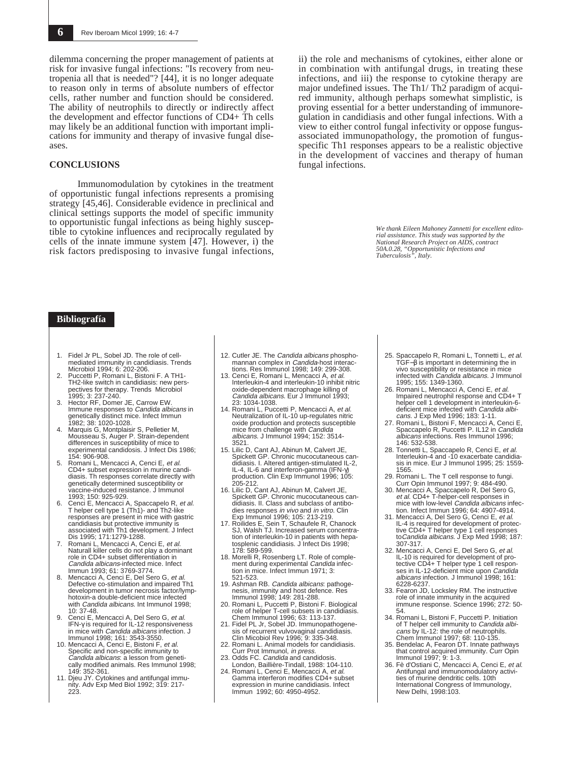dilemma concerning the proper management of patients at risk for invasive fungal infections: "Is recovery from neutropenia all that is needed"? [44], it is no longer adequate to reason only in terms of absolute numbers of effector cells, rather number and function should be considered. The ability of neutrophils to directly or indirectly affect the development and effector functions of CD4+ Th cells may likely be an additional function with important implications for immunity and therapy of invasive fungal diseases.

## CONCLUSIONS

Immunomodulation by cytokines in the treatment of opportunistic fungal infections represents a promising strategy [45,46]. Considerable evidence in preclinical and clinical settings supports the model of specific immunity to opportunistic fungal infections as being highly susceptible to cytokine influences and reciprocally regulated by cells of the innate immune system [47]. However, i) the risk factors predisposing to invasive fungal infections, ii) the role and mechanisms of cytokines, either alone or in combination with antifungal drugs, in treating these infections, and iii) the response to cytokine therapy are major undefined issues. The Th1/ Th2 paradigm of acquired immunity, although perhaps somewhat simplistic, is proving essential for a better understanding of immunoregulation in candidiasis and other fungal infections. With a view to either control fungal infectivity or oppose fungus-associated immunopathology, the promotion of fungus-specific Th1 responses appears to be a realistic objective in the development of vaccines and therapy of human fungal infections.

*We thank Eileen Mahoney Zannetti for excellent editorial assistance. This study was supported by the National Research Project on AIDS, contract 50A.0.28, "Opportunistic Infections and Tuberculosis", Italy.*

## Bibliografía

1. Fidel Jr PL, Sobel JD. The role of cell-mediated immunity in candidiasis. Trends Microbiol 1994; 6: 202-206.
2. Puccetti P, Romani L, Bistoni F. A TH1-TH2-like switch in candidiasis: new perspectives for therapy. Trends Microbiol 1995; 3: 237-240.
3. Hector RF, Domer JE, Carrow EW. Immune responses to *Candida albicans* in genetically distinct mice. Infect Immun 1982; 38: 1020-1028.
4. Marquis G, Montplaisir S, Pelletier M, Mousseau S, Auger P. Strain-dependent differences in susceptibility of mice to experimental candidosis. J Infect Dis 1986; 154: 906-908.
5. Romani L, Mencacci A, Cenci E, *et al.* CD4+ subset expression in murine candidiasis. Th responses correlate directly with genetically determined susceptibility or vaccine-induced resistance. J Immunol 1993; 150: 925-929.
6. Cenci E, Mencacci A, Spaccapelo R, *et al.* T helper cell type 1 (Th1)- and Th2-like responses are present in mice with gastric candidiasis but protective immunity is associated with Th1 development. J Infect Dis 1995; 171:1279-1288.
7. Romani L, Mencacci A, Cenci E, *et al.* Naturall killer cells do not play a dominant role in CD4+ subset differentiation in *Candida albicans*-infected mice. Infect Immun 1993; 61: 3769-3774.
8. Mencacci A, Cenci E, Del Sero G, *et al.* Defective co-stimulation and impaired Th1 development in tumor necrosis factor/lymphotoxin-a double-deficient mice infected with *Candida albicans*. Int Immunol 1998; 10: 37-48.
9. Cenci E, Mencacci A, Del Sero G, *et al.* IFN-γ is required for IL-12 responsiveness in mice with *Candida albicans* infection. J Immunol 1998; 161: 3543-3550.
10. Mencacci A, Cenci E, Bistoni F, *et al.* Specific and non-specific immunity to *Candida albicans*: a lesson from genetically modified animals. Res Immunol 1998; 149: 352-361.
11. Djeu JY. Cytokines and antifungal immunity. Adv Exp Med Biol 1992; 319: 217-223.
12. Cutler JE. The *Candida albicans* phosphomannan complex in *Candida*-host interactions. Res Immunol 1998; 149: 299-308.
13. Cenci E, Romani L, Mencacci A, *et al.* Interleukin-4 and interleukin-10 inhibit nitric oxide-dependent macrophage killing of *Candida albicans*. Eur J Immunol 1993; 23: 1034-1038.
14. Romani L, Puccetti P, Mencacci A, *et al.* Neutralization of IL-10 up-regulates nitric oxide production and protects susceptible mice from challenge with *Candida albicans*. J Immunol 1994; 152: 3514-3521.
15. Lilic D, Cant AJ, Abinun M, Calvert JE, Spickett GP. Chronic mucocutaneous candidiasis. I. Altered antigen-stimulated IL-2, IL-4, IL-6 and interferon-gamma (IFN-γ) production. Clin Exp Immunol 1996; 105: 205-212.
16. Lilic D, Cant AJ, Abinun M, Calvert JE, Spickett GP. Chronic mucocutaneous candidiasis. II. Class and subclass of antibodies responses *in vivo* and *in vitro*. Clin Exp Immunol 1996; 105: 213-219.
17. Roilides E, Sein T, Schaufele R, Chanock SJ, Walsh TJ. Increased serum concentration of interleukin-10 in patients with hepatosplenic candidiasis. J Infect Dis 1998; 178: 589-599.
18. Morelli R, Rosenberg LT. Role of complement during experimental *Candida* infection in mice. Infect Immun 1971; 3: 521-523.
19. Ashman RB. *Candida albicans*: pathogenesis, immunity and host defence. Res Immunol 1998; 149: 281-288.
20. Romani L, Puccetti P, Bistoni F. Biological role of helper T-cell subsets in candidiasis. Chem Immunol 1996; 63: 113-137.
21. Fidel PL Jr, Sobel JD. Immunopathogenesis of recurrent vulvovaginal candidiasis. Clin Micobiol Rev 1996; 9: 335-348.
22. Romani L. Animal models for candidiasis. Curr Prot Immunol, *in press*.
23. Odds FC. *Candida* and candidosis. London, Baillière-Tindall, 1988: 104-110.
24. Romani L, Cenci E, Mencacci A, *et al.* Gamma interferon modifies CD4+ subset expression in murine candidiasis. Infect Immun 1992; 60: 4950-4952.
25. Spaccapelo R, Romani L, Tonnetti L, *et al.* TGF−β is important in determining the in vivo susceptibility or resistance in mice infected with *Candida albicans*. J Immunol 1995; 155: 1349-1360.
26. Romani L, Mencacci A, Cenci E, *et al.* Impaired neutrophil response and CD4+ T helper cell 1 development in interleukin-6-deficient mice infected with *Candida albicans*. J Exp Med 1996; 183: 1-11.
27. Romani L, Bistoni F, Mencacci A, Cenci E, Spaccapelo R, Puccetti P. IL12 in *Candida albicans* infections. Res Immunol 1996; 146: 532-538.
28. Tonnetti L, Spaccapelo R, Cenci E, *et al.* Interleukin-4 and -10 exacerbate candidiasis in mice. Eur J Immunol 1995; 25: 1559-1565.
29. Romani L. The T cell response to fungi. Curr Opin Immunol 1997; 9: 484-490.
30. Mencacci A, Spaccapelo R, Del Sero G, *et al.* CD4+ T-helper-cell responses in mice with low-level *Candida albicans* infection. Infect Immun 1996; 64: 4907-4914.
31. Mencacci A, Del Sero G, Cenci E, *et al.* IL-4 is required for development of protective CD4+ T helper type 1 cell responses to *Candida albicans*. J Exp Med 1998; 187: 307-317.
32. Mencacci A, Cenci E, Del Sero G, *et al.* IL-10 is required for development of protective CD4+ T helper type 1 cell responses in IL-12-deficient mice upon *Candida albicans* infection. J Immunol 1998; 161: 6228-6237.
33. Fearon JD, Locksley RM. The instructive role of innate immunity in the acquired immune response. Science 1996; 272: 50-54.
34. Romani L, Bistoni F, Puccetti P. Initiation of T helper cell immunity to *Candida albicans* by IL-12: the role of neutrophils. Chem Immunol 1997; 68: 110-135.
35. Bendelac A, Fearon DT. Innate pathways that control acquired immunity. Curr Opin Immunol 1997; 9: 1-3.
36. Fè d'Ostiani C, Mencacci A, Cenci E, *et al.* Antifungal and immunomodulatory activities of murine dendritic cells. 10th International Congress of Immunology, New Delhi, 1998:103.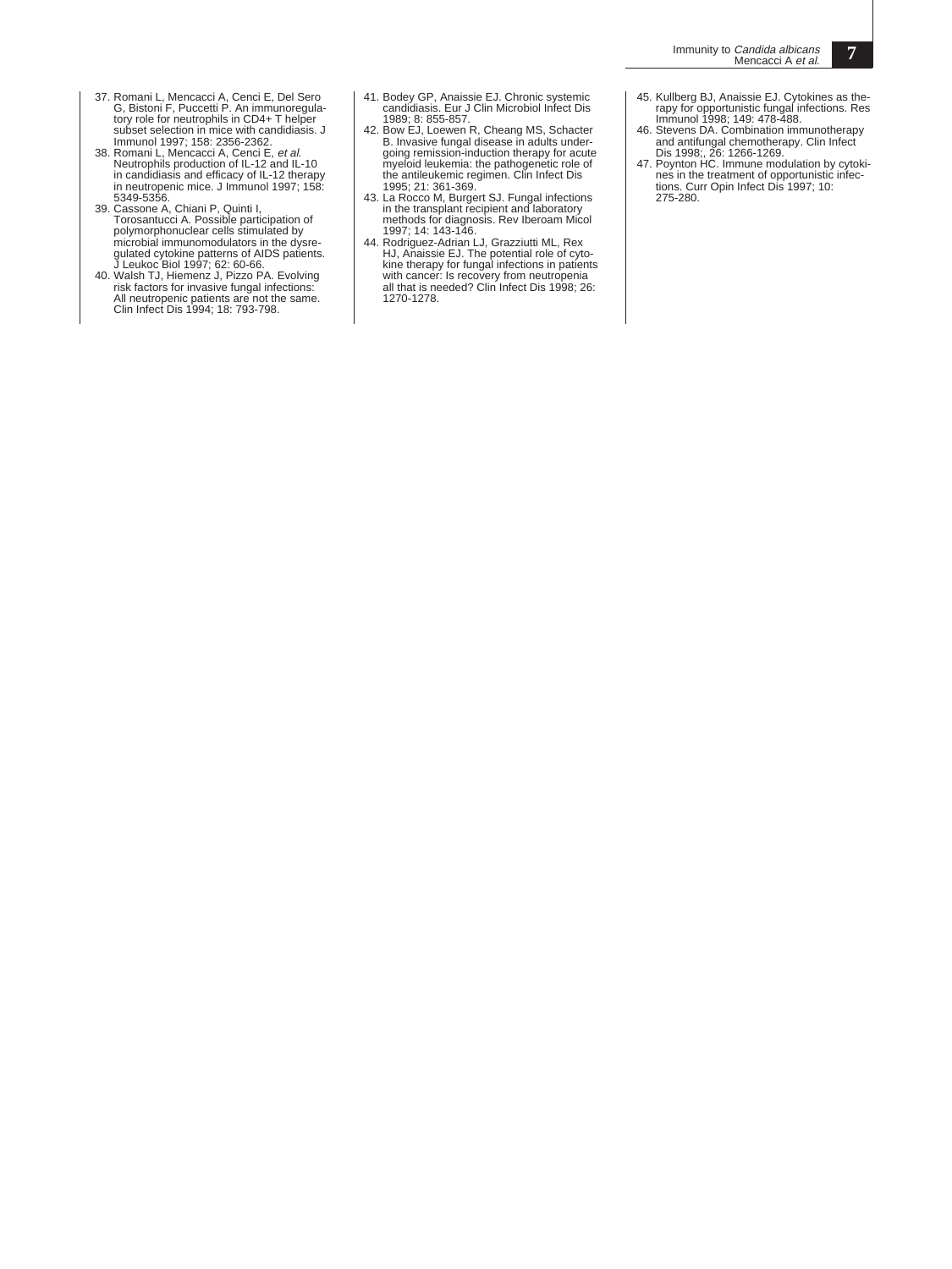37. Romani L, Mencacci A, Cenci E, Del Sero G, Bistoni F, Puccetti P. An immunoregulatory role for neutrophils in CD4+ T helper subset selection in mice with candidiasis. J Immunol 1997; 158: 2356-2362.
38. Romani L, Mencacci A, Cenci E, *et al*. Neutrophils production of IL-12 and IL-10 in candidiasis and efficacy of IL-12 therapy in neutropenic mice. J Immunol 1997; 158: 5349-5356.
39. Cassone A, Chiani P, Quinti I, Torosantucci A. Possible participation of polymorphonuclear cells stimulated by microbial immunomodulators in the dysregulated cytokine patterns of AIDS patients. J Leukoc Biol 1997; 62: 60-66.
40. Walsh TJ, Hiemenz J, Pizzo PA. Evolving risk factors for invasive fungal infections: All neutropenic patients are not the same. Clin Infect Dis 1994; 18: 793-798.
41. Bodey GP, Anaissie EJ. Chronic systemic candidiasis. Eur J Clin Microbiol Infect Dis 1989; 8: 855-857.
42. Bow EJ, Loewen R, Cheang MS, Schacter B. Invasive fungal disease in adults undergoing remission-induction therapy for acute myeloid leukemia: the pathogenetic role of the antileukemic regimen. Clin Infect Dis 1995; 21: 361-369.
43. La Rocco M, Burgert SJ. Fungal infections in the transplant recipient and laboratory methods for diagnosis. Rev Iberoam Micol 1997; 14: 143-146.
44. Rodriguez-Adrian LJ, Grazziutti ML, Rex HJ, Anaissie EJ. The potential role of cytokine therapy for fungal infections in patients with cancer: Is recovery from neutropenia all that is needed? Clin Infect Dis 1998; 26: 1270-1278.
45. Kullberg BJ, Anaissie EJ. Cytokines as therapy for opportunistic fungal infections. Res Immunol 1998; 149: 478-488.
46. Stevens DA. Combination immunotherapy and antifungal chemotherapy. Clin Infect Dis 1998;, 26: 1266-1269.
47. Poynton HC. Immune modulation by cytokines in the treatment of opportunistic infections. Curr Opin Infect Dis 1997; 10: 275-280.